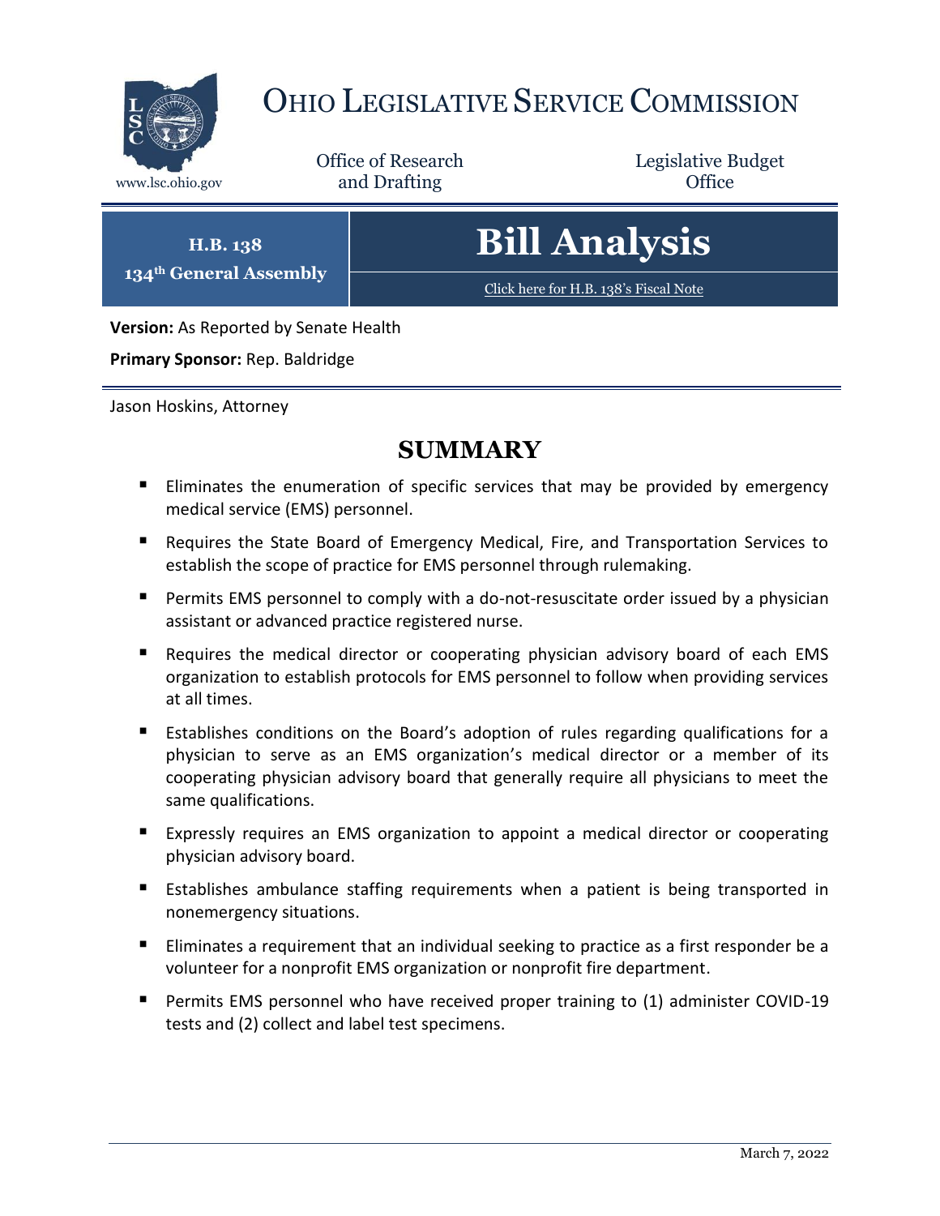# OHIO LEGISLATIVE SERVICE COMMISSION

www.lsc.ohio.gov

Office of Research and Drafting

Legislative Budget Office

**H.B. 138**
**134th General Assembly**

# Bill Analysis

Click here for H.B. 138's Fiscal Note

**Version:** As Reported by Senate Health

**Primary Sponsor:** Rep. Baldridge

Jason Hoskins, Attorney

## SUMMARY

- Eliminates the enumeration of specific services that may be provided by emergency medical service (EMS) personnel.
- Requires the State Board of Emergency Medical, Fire, and Transportation Services to establish the scope of practice for EMS personnel through rulemaking.
- Permits EMS personnel to comply with a do-not-resuscitate order issued by a physician assistant or advanced practice registered nurse.
- Requires the medical director or cooperating physician advisory board of each EMS organization to establish protocols for EMS personnel to follow when providing services at all times.
- Establishes conditions on the Board's adoption of rules regarding qualifications for a physician to serve as an EMS organization's medical director or a member of its cooperating physician advisory board that generally require all physicians to meet the same qualifications.
- Expressly requires an EMS organization to appoint a medical director or cooperating physician advisory board.
- Establishes ambulance staffing requirements when a patient is being transported in nonemergency situations.
- Eliminates a requirement that an individual seeking to practice as a first responder be a volunteer for a nonprofit EMS organization or nonprofit fire department.
- Permits EMS personnel who have received proper training to (1) administer COVID-19 tests and (2) collect and label test specimens.

March 7, 2022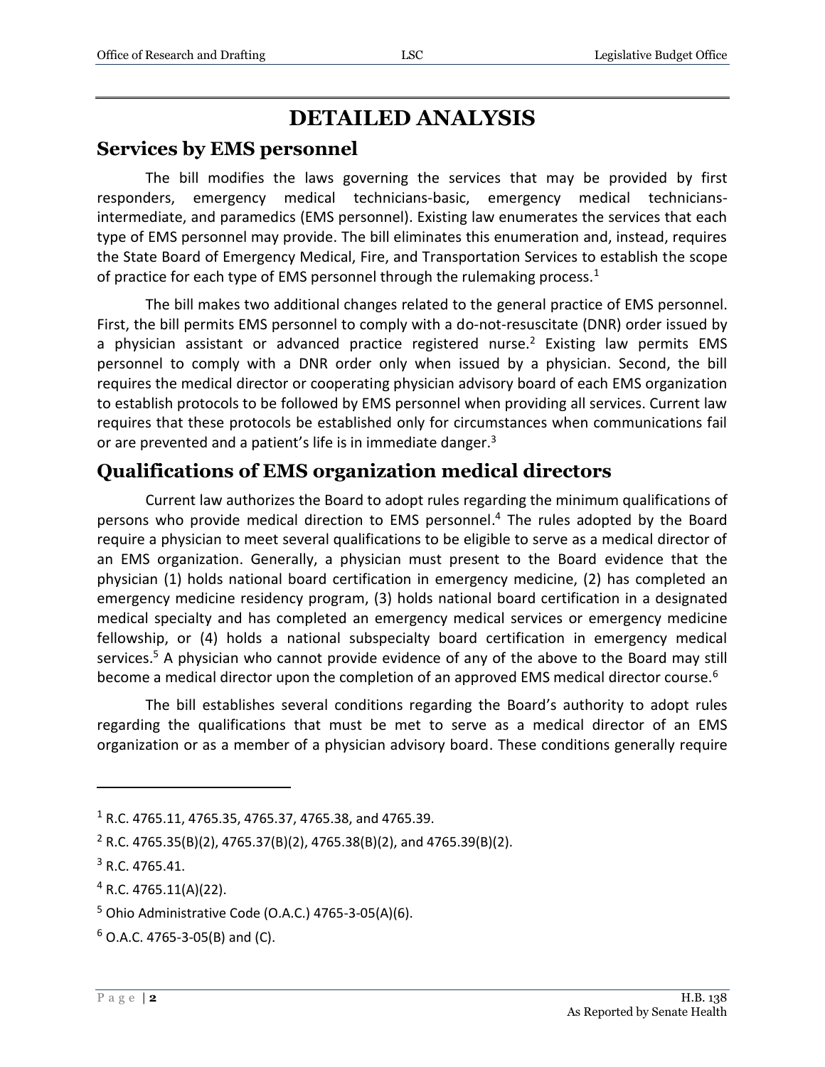# DETAILED ANALYSIS

## Services by EMS personnel

The bill modifies the laws governing the services that may be provided by first responders, emergency medical technicians-basic, emergency medical technicians-intermediate, and paramedics (EMS personnel). Existing law enumerates the services that each type of EMS personnel may provide. The bill eliminates this enumeration and, instead, requires the State Board of Emergency Medical, Fire, and Transportation Services to establish the scope of practice for each type of EMS personnel through the rulemaking process.[1]

The bill makes two additional changes related to the general practice of EMS personnel. First, the bill permits EMS personnel to comply with a do-not-resuscitate (DNR) order issued by a physician assistant or advanced practice registered nurse.[2] Existing law permits EMS personnel to comply with a DNR order only when issued by a physician. Second, the bill requires the medical director or cooperating physician advisory board of each EMS organization to establish protocols to be followed by EMS personnel when providing all services. Current law requires that these protocols be established only for circumstances when communications fail or are prevented and a patient's life is in immediate danger.[3]

## Qualifications of EMS organization medical directors

Current law authorizes the Board to adopt rules regarding the minimum qualifications of persons who provide medical direction to EMS personnel.[4] The rules adopted by the Board require a physician to meet several qualifications to be eligible to serve as a medical director of an EMS organization. Generally, a physician must present to the Board evidence that the physician (1) holds national board certification in emergency medicine, (2) has completed an emergency medicine residency program, (3) holds national board certification in a designated medical specialty and has completed an emergency medical services or emergency medicine fellowship, or (4) holds a national subspecialty board certification in emergency medical services.[5] A physician who cannot provide evidence of any of the above to the Board may still become a medical director upon the completion of an approved EMS medical director course.[6]

The bill establishes several conditions regarding the Board's authority to adopt rules regarding the qualifications that must be met to serve as a medical director of an EMS organization or as a member of a physician advisory board. These conditions generally require

---

[1] R.C. 4765.11, 4765.35, 4765.37, 4765.38, and 4765.39.

[2] R.C. 4765.35(B)(2), 4765.37(B)(2), 4765.38(B)(2), and 4765.39(B)(2).

[3] R.C. 4765.41.

[4] R.C. 4765.11(A)(22).

[5] Ohio Administrative Code (O.A.C.) 4765-3-05(A)(6).

[6] O.A.C. 4765-3-05(B) and (C).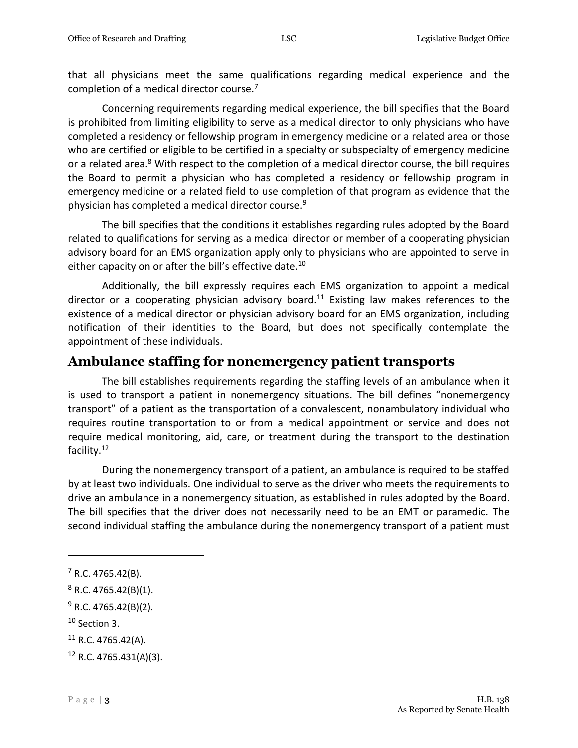that all physicians meet the same qualifications regarding medical experience and the completion of a medical director course.[7]

Concerning requirements regarding medical experience, the bill specifies that the Board is prohibited from limiting eligibility to serve as a medical director to only physicians who have completed a residency or fellowship program in emergency medicine or a related area or those who are certified or eligible to be certified in a specialty or subspecialty of emergency medicine or a related area.[8] With respect to the completion of a medical director course, the bill requires the Board to permit a physician who has completed a residency or fellowship program in emergency medicine or a related field to use completion of that program as evidence that the physician has completed a medical director course.[9]

The bill specifies that the conditions it establishes regarding rules adopted by the Board related to qualifications for serving as a medical director or member of a cooperating physician advisory board for an EMS organization apply only to physicians who are appointed to serve in either capacity on or after the bill's effective date.[10]

Additionally, the bill expressly requires each EMS organization to appoint a medical director or a cooperating physician advisory board.[11] Existing law makes references to the existence of a medical director or physician advisory board for an EMS organization, including notification of their identities to the Board, but does not specifically contemplate the appointment of these individuals.

## Ambulance staffing for nonemergency patient transports

The bill establishes requirements regarding the staffing levels of an ambulance when it is used to transport a patient in nonemergency situations. The bill defines "nonemergency transport" of a patient as the transportation of a convalescent, nonambulatory individual who requires routine transportation to or from a medical appointment or service and does not require medical monitoring, aid, care, or treatment during the transport to the destination facility.[12]

During the nonemergency transport of a patient, an ambulance is required to be staffed by at least two individuals. One individual to serve as the driver who meets the requirements to drive an ambulance in a nonemergency situation, as established in rules adopted by the Board. The bill specifies that the driver does not necessarily need to be an EMT or paramedic. The second individual staffing the ambulance during the nonemergency transport of a patient must

---

[7] R.C. 4765.42(B).

[8] R.C. 4765.42(B)(1).

[9] R.C. 4765.42(B)(2).

[10] Section 3.

[11] R.C. 4765.42(A).

[12] R.C. 4765.431(A)(3).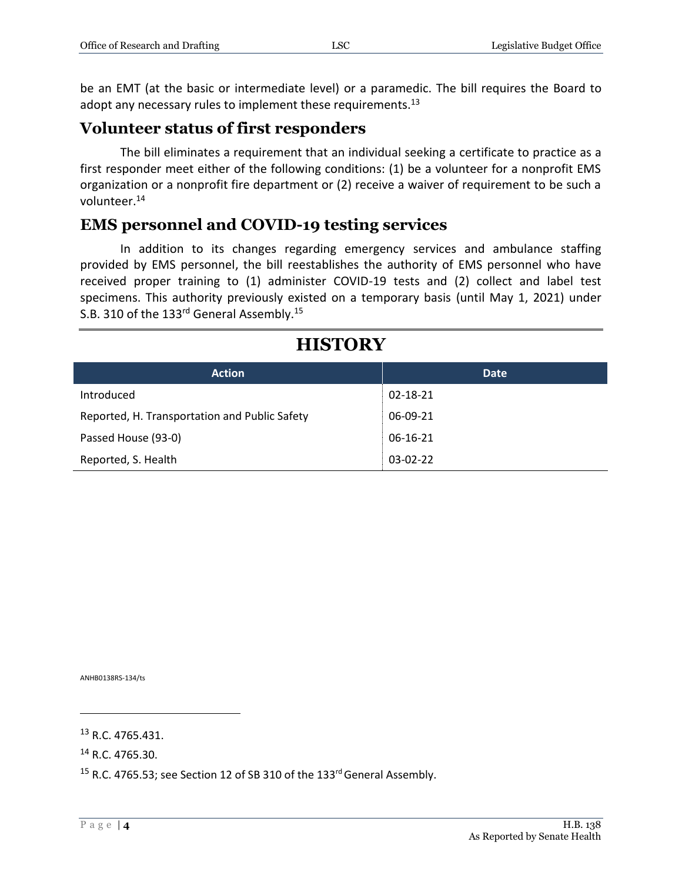be an EMT (at the basic or intermediate level) or a paramedic. The bill requires the Board to adopt any necessary rules to implement these requirements.[13]

## Volunteer status of first responders

The bill eliminates a requirement that an individual seeking a certificate to practice as a first responder meet either of the following conditions: (1) be a volunteer for a nonprofit EMS organization or a nonprofit fire department or (2) receive a waiver of requirement to be such a volunteer.[14]

## EMS personnel and COVID-19 testing services

In addition to its changes regarding emergency services and ambulance staffing provided by EMS personnel, the bill reestablishes the authority of EMS personnel who have received proper training to (1) administer COVID-19 tests and (2) collect and label test specimens. This authority previously existed on a temporary basis (until May 1, 2021) under S.B. 310 of the 133rd General Assembly.[15]

# HISTORY

| Action | Date |
| --- | --- |
| Introduced | 02-18-21 |
| Reported, H. Transportation and Public Safety | 06-09-21 |
| Passed House (93-0) | 06-16-21 |
| Reported, S. Health | 03-02-22 |

ANHB0138RS-134/ts

[13] R.C. 4765.431.

[14] R.C. 4765.30.

[15] R.C. 4765.53; see Section 12 of SB 310 of the 133rd General Assembly.